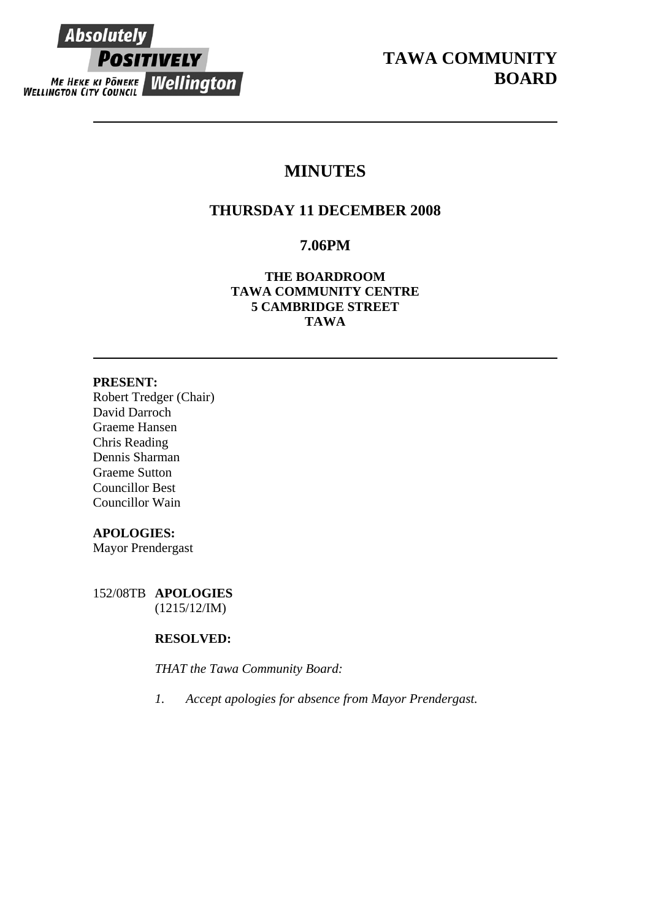# TAWA COMMUNITY BOARD

## MINUTES

### THURSDAY 11 DECEMBER 2008

### 7.06PM

**THE BOARDROOM**
**TAWA COMMUNITY CENTRE**
**5 CAMBRIDGE STREET**
**TAWA**

**PRESENT:**
Robert Tredger (Chair)
David Darroch
Graeme Hansen
Chris Reading
Dennis Sharman
Graeme Sutton
Councillor Best
Councillor Wain

**APOLOGIES:**
Mayor Prendergast

152/08TB **APOLOGIES**
(1215/12/IM)

**RESOLVED:**

*THAT the Tawa Community Board:*

1. *Accept apologies for absence from Mayor Prendergast.*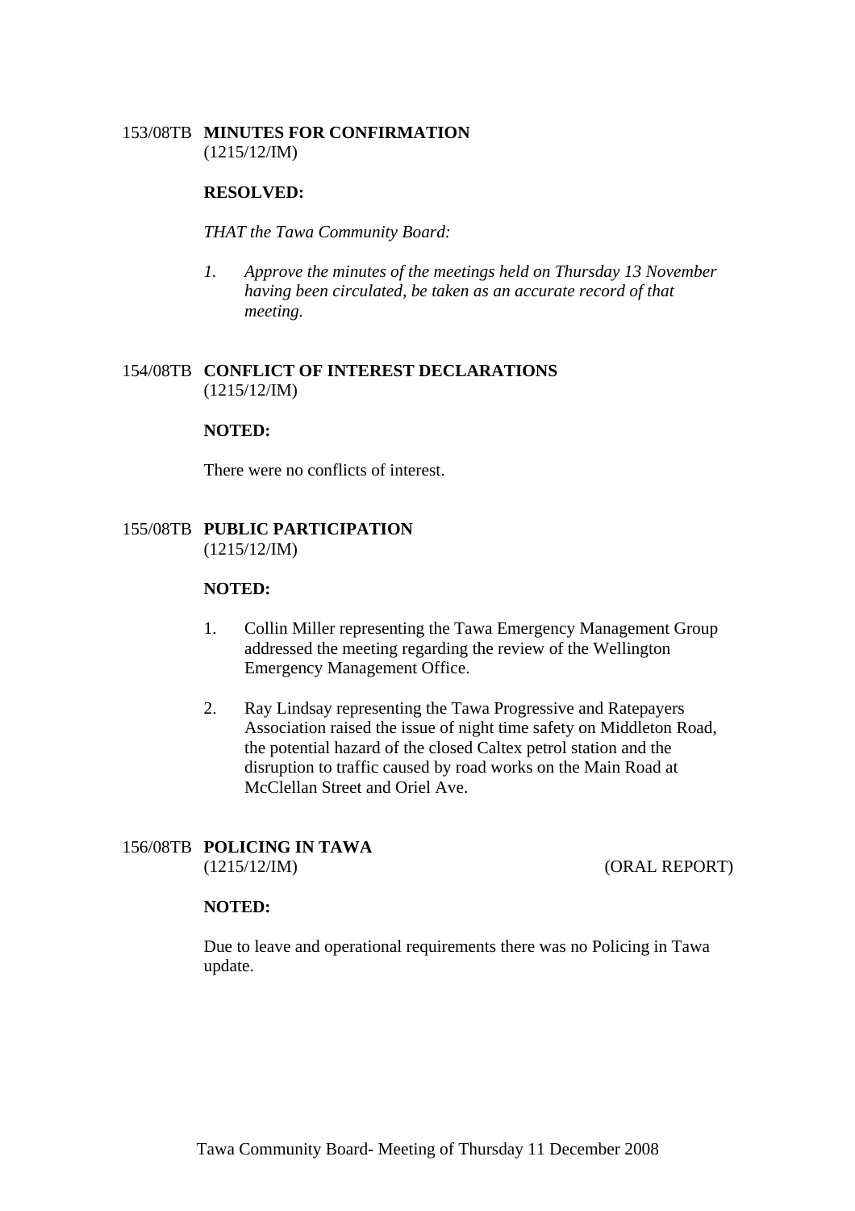153/08TB **MINUTES FOR CONFIRMATION**
(1215/12/IM)

**RESOLVED:**

*THAT the Tawa Community Board:*

1. *Approve the minutes of the meetings held on Thursday 13 November having been circulated, be taken as an accurate record of that meeting.*

154/08TB **CONFLICT OF INTEREST DECLARATIONS**
(1215/12/IM)

**NOTED:**

There were no conflicts of interest.

155/08TB **PUBLIC PARTICIPATION**
(1215/12/IM)

**NOTED:**

1. Collin Miller representing the Tawa Emergency Management Group addressed the meeting regarding the review of the Wellington Emergency Management Office.

2. Ray Lindsay representing the Tawa Progressive and Ratepayers Association raised the issue of night time safety on Middleton Road, the potential hazard of the closed Caltex petrol station and the disruption to traffic caused by road works on the Main Road at McClellan Street and Oriel Ave.

156/08TB **POLICING IN TAWA**
(1215/12/IM) (ORAL REPORT)

**NOTED:**

Due to leave and operational requirements there was no Policing in Tawa update.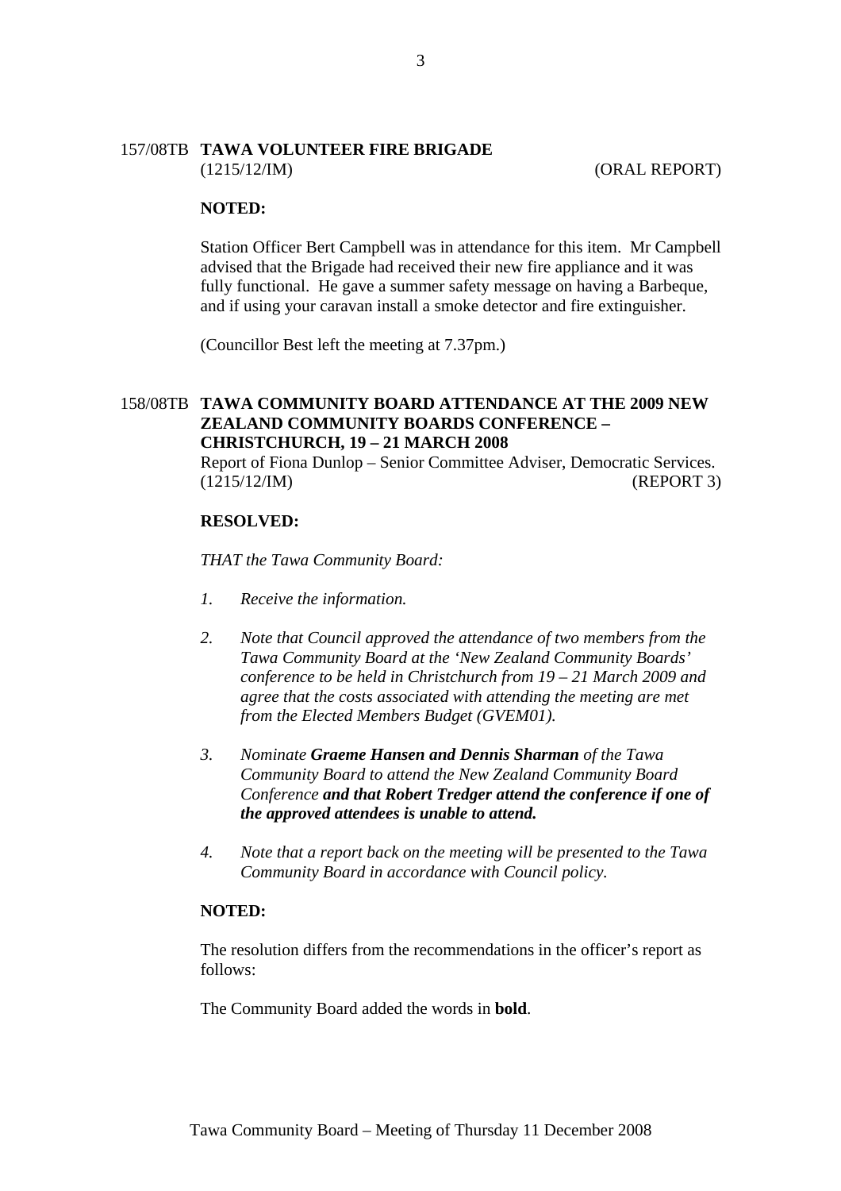## 157/08TB **TAWA VOLUNTEER FIRE BRIGADE**

(1215/12/IM) (ORAL REPORT)

**NOTED:**

Station Officer Bert Campbell was in attendance for this item. Mr Campbell advised that the Brigade had received their new fire appliance and it was fully functional. He gave a summer safety message on having a Barbeque, and if using your caravan install a smoke detector and fire extinguisher.

(Councillor Best left the meeting at 7.37pm.)

## 158/08TB **TAWA COMMUNITY BOARD ATTENDANCE AT THE 2009 NEW ZEALAND COMMUNITY BOARDS CONFERENCE – CHRISTCHURCH, 19 – 21 MARCH 2008**

Report of Fiona Dunlop – Senior Committee Adviser, Democratic Services.
(1215/12/IM) (REPORT 3)

**RESOLVED:**

*THAT the Tawa Community Board:*

1. *Receive the information.*

2. *Note that Council approved the attendance of two members from the Tawa Community Board at the 'New Zealand Community Boards' conference to be held in Christchurch from 19 – 21 March 2009 and agree that the costs associated with attending the meeting are met from the Elected Members Budget (GVEM01).*

3. *Nominate* ***Graeme Hansen and Dennis Sharman*** *of the Tawa Community Board to attend the New Zealand Community Board Conference* ***and that Robert Tredger attend the conference if one of the approved attendees is unable to attend.***

4. *Note that a report back on the meeting will be presented to the Tawa Community Board in accordance with Council policy.*

**NOTED:**

The resolution differs from the recommendations in the officer's report as follows:

The Community Board added the words in **bold**.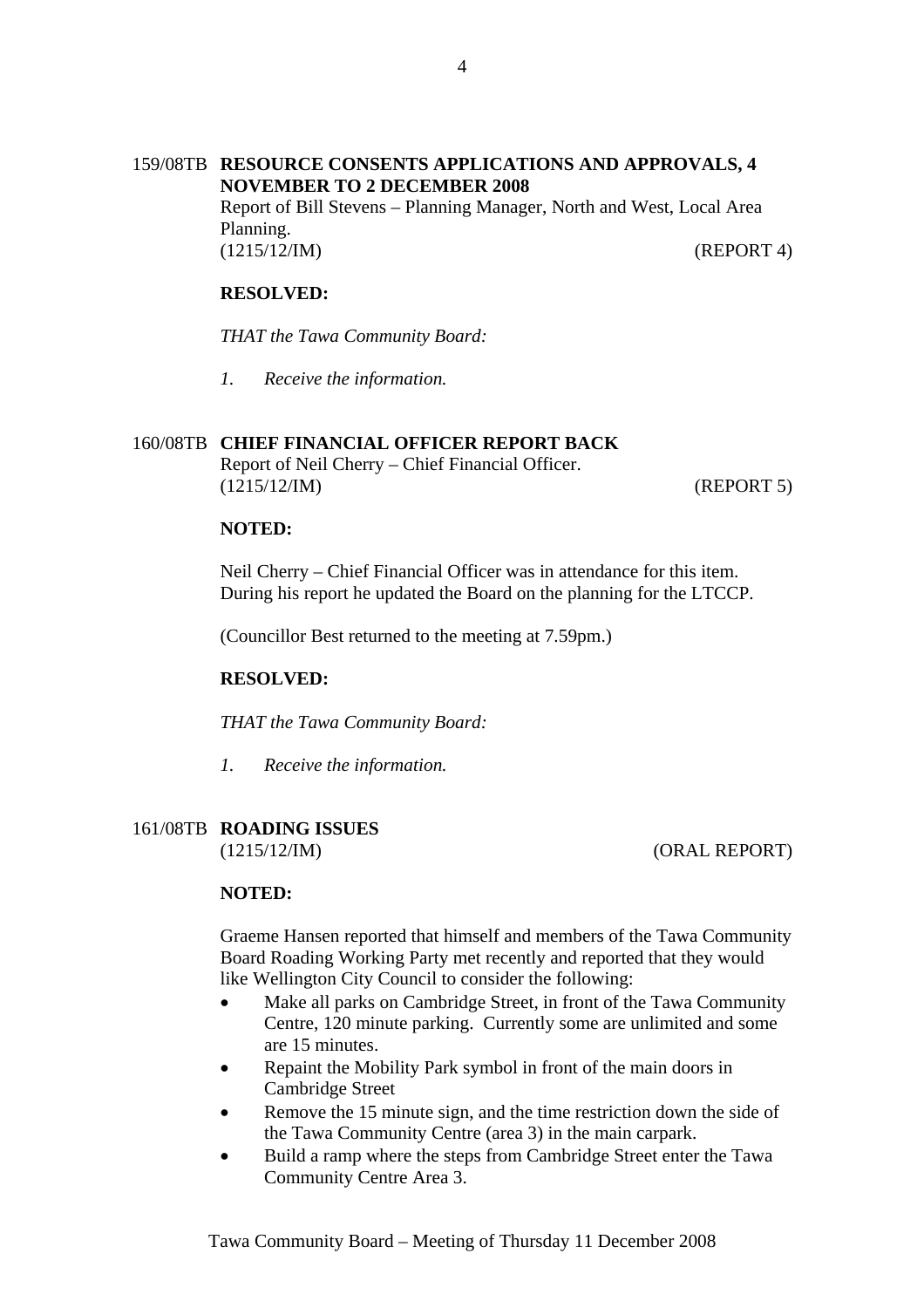**159/08TB RESOURCE CONSENTS APPLICATIONS AND APPROVALS, 4 NOVEMBER TO 2 DECEMBER 2008**

Report of Bill Stevens – Planning Manager, North and West, Local Area Planning.

(1215/12/IM) (REPORT 4)

**RESOLVED:**

*THAT the Tawa Community Board:*

*1. Receive the information.*

**160/08TB CHIEF FINANCIAL OFFICER REPORT BACK**

Report of Neil Cherry – Chief Financial Officer.

(1215/12/IM) (REPORT 5)

**NOTED:**

Neil Cherry – Chief Financial Officer was in attendance for this item. During his report he updated the Board on the planning for the LTCCP.

(Councillor Best returned to the meeting at 7.59pm.)

**RESOLVED:**

*THAT the Tawa Community Board:*

*1. Receive the information.*

**161/08TB ROADING ISSUES**

(1215/12/IM) (ORAL REPORT)

**NOTED:**

Graeme Hansen reported that himself and members of the Tawa Community Board Roading Working Party met recently and reported that they would like Wellington City Council to consider the following:

- Make all parks on Cambridge Street, in front of the Tawa Community Centre, 120 minute parking. Currently some are unlimited and some are 15 minutes.
- Repaint the Mobility Park symbol in front of the main doors in Cambridge Street
- Remove the 15 minute sign, and the time restriction down the side of the Tawa Community Centre (area 3) in the main carpark.
- Build a ramp where the steps from Cambridge Street enter the Tawa Community Centre Area 3.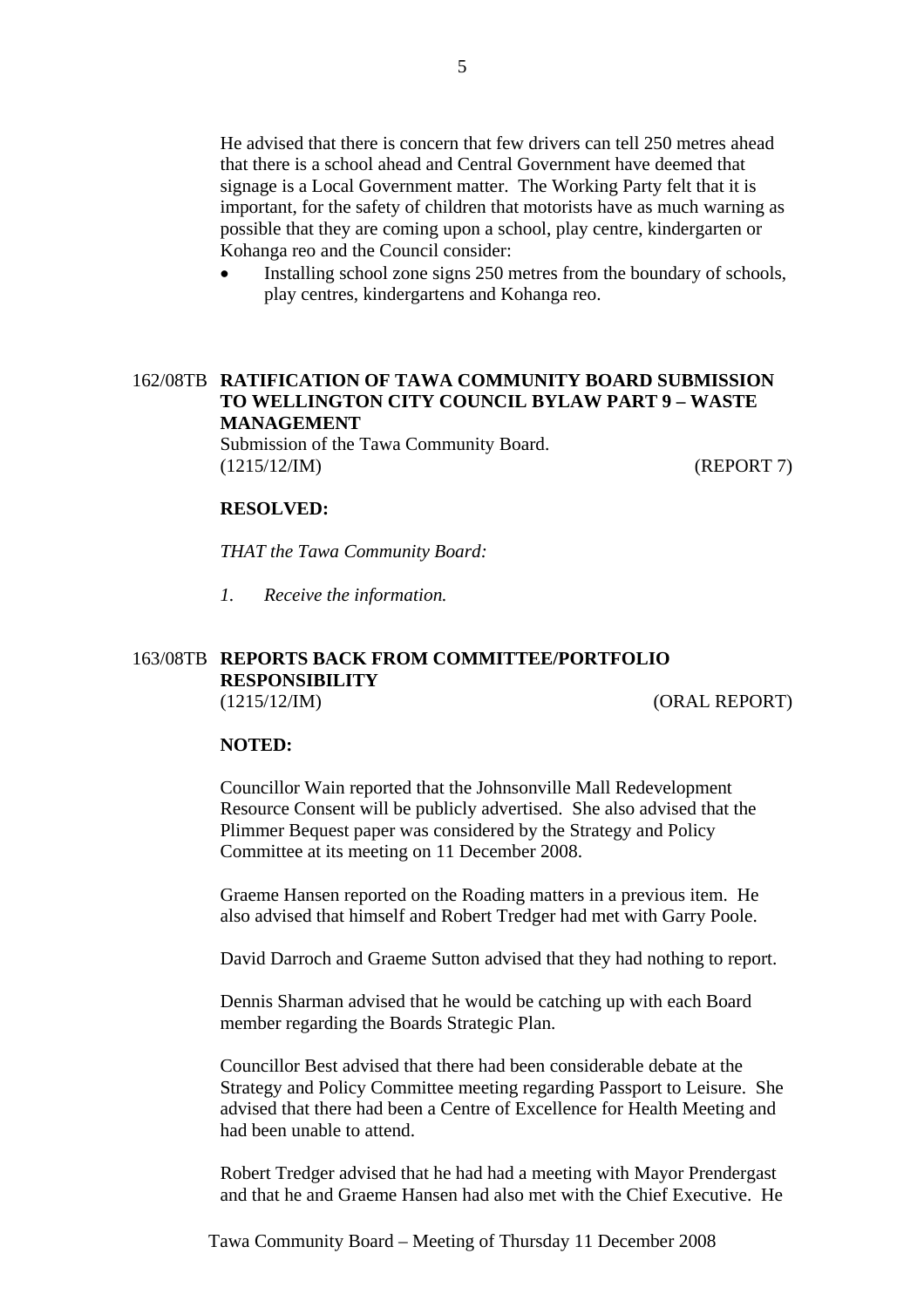He advised that there is concern that few drivers can tell 250 metres ahead that there is a school ahead and Central Government have deemed that signage is a Local Government matter. The Working Party felt that it is important, for the safety of children that motorists have as much warning as possible that they are coming upon a school, play centre, kindergarten or Kohanga reo and the Council consider:

- Installing school zone signs 250 metres from the boundary of schools, play centres, kindergartens and Kohanga reo.

## 162/08TB RATIFICATION OF TAWA COMMUNITY BOARD SUBMISSION TO WELLINGTON CITY COUNCIL BYLAW PART 9 – WASTE MANAGEMENT

Submission of the Tawa Community Board.
(1215/12/IM) (REPORT 7)

**RESOLVED:**

*THAT the Tawa Community Board:*

*1. Receive the information.*

## 163/08TB REPORTS BACK FROM COMMITTEE/PORTFOLIO RESPONSIBILITY

(1215/12/IM) (ORAL REPORT)

**NOTED:**

Councillor Wain reported that the Johnsonville Mall Redevelopment Resource Consent will be publicly advertised. She also advised that the Plimmer Bequest paper was considered by the Strategy and Policy Committee at its meeting on 11 December 2008.

Graeme Hansen reported on the Roading matters in a previous item. He also advised that himself and Robert Tredger had met with Garry Poole.

David Darroch and Graeme Sutton advised that they had nothing to report.

Dennis Sharman advised that he would be catching up with each Board member regarding the Boards Strategic Plan.

Councillor Best advised that there had been considerable debate at the Strategy and Policy Committee meeting regarding Passport to Leisure. She advised that there had been a Centre of Excellence for Health Meeting and had been unable to attend.

Robert Tredger advised that he had had a meeting with Mayor Prendergast and that he and Graeme Hansen had also met with the Chief Executive. He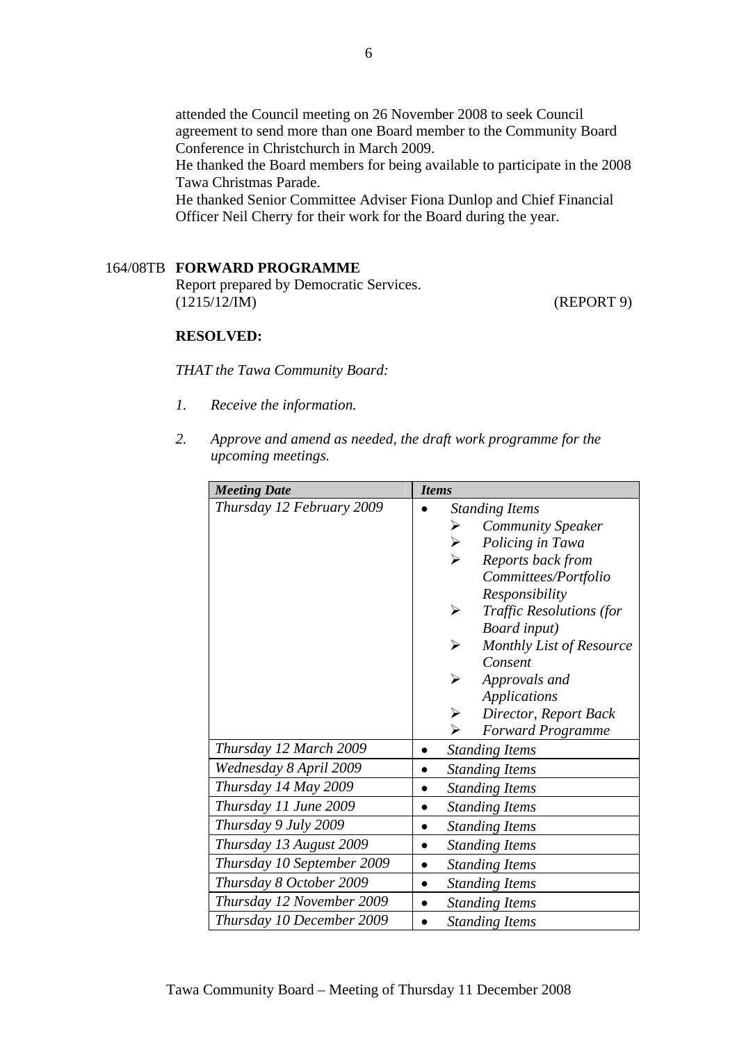attended the Council meeting on 26 November 2008 to seek Council agreement to send more than one Board member to the Community Board Conference in Christchurch in March 2009.
He thanked the Board members for being available to participate in the 2008 Tawa Christmas Parade.
He thanked Senior Committee Adviser Fiona Dunlop and Chief Financial Officer Neil Cherry for their work for the Board during the year.

164/08TB **FORWARD PROGRAMME**
Report prepared by Democratic Services.
(1215/12/IM) (REPORT 9)

**RESOLVED:**

*THAT the Tawa Community Board:*

1. *Receive the information.*

2. *Approve and amend as needed, the draft work programme for the upcoming meetings.*

| *Meeting Date* | *Items* |
|---|---|
| *Thursday 12 February 2009* | • *Standing Items*<br>➢ *Community Speaker*<br>➢ *Policing in Tawa*<br>➢ *Reports back from Committees/Portfolio Responsibility*<br>➢ *Traffic Resolutions (for Board input)*<br>➢ *Monthly List of Resource Consent*<br>➢ *Approvals and Applications*<br>➢ *Director, Report Back*<br>➢ *Forward Programme* |
| *Thursday 12 March 2009* | • *Standing Items* |
| *Wednesday 8 April 2009* | • *Standing Items* |
| *Thursday 14 May 2009* | • *Standing Items* |
| *Thursday 11 June 2009* | • *Standing Items* |
| *Thursday 9 July 2009* | • *Standing Items* |
| *Thursday 13 August 2009* | • *Standing Items* |
| *Thursday 10 September 2009* | • *Standing Items* |
| *Thursday 8 October 2009* | • *Standing Items* |
| *Thursday 12 November 2009* | • *Standing Items* |
| *Thursday 10 December 2009* | • *Standing Items* |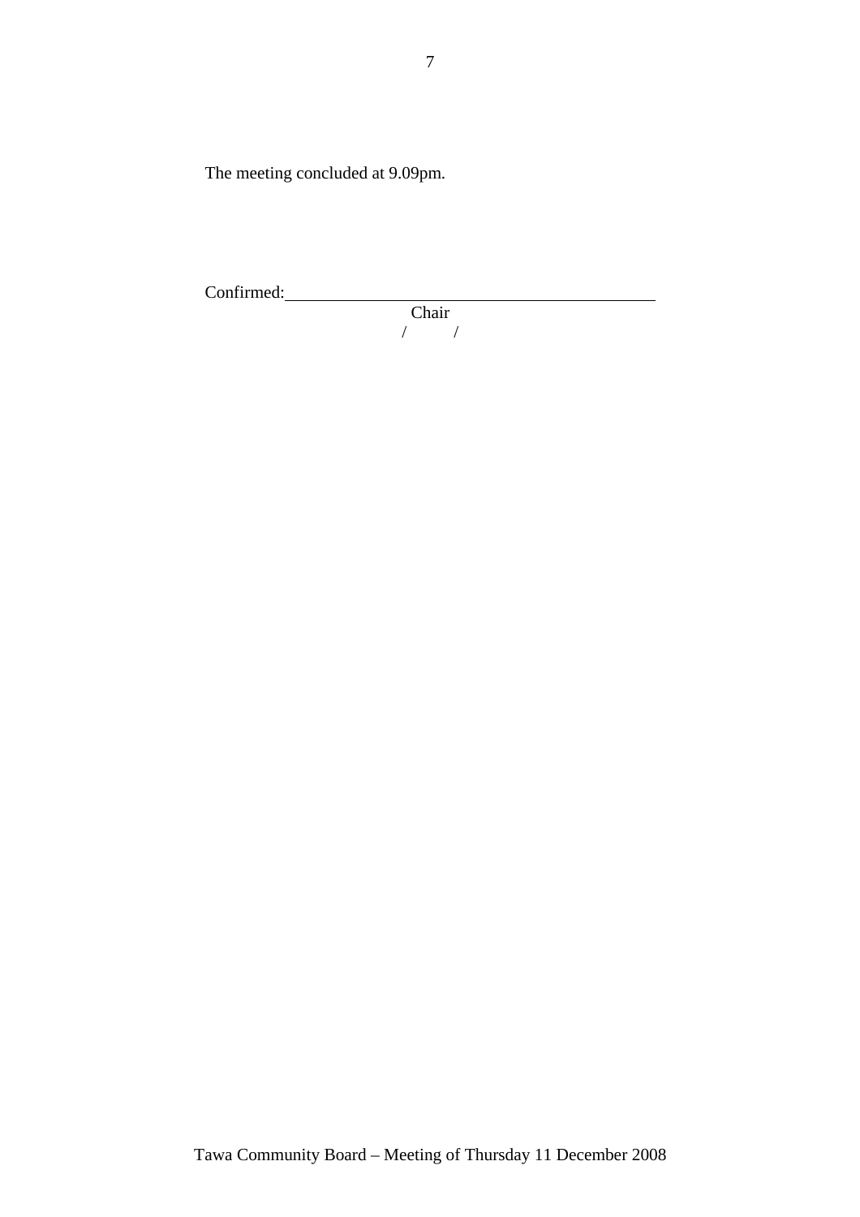The meeting concluded at 9.09pm.

Confirmed: _______________________________________

Chair

/ /